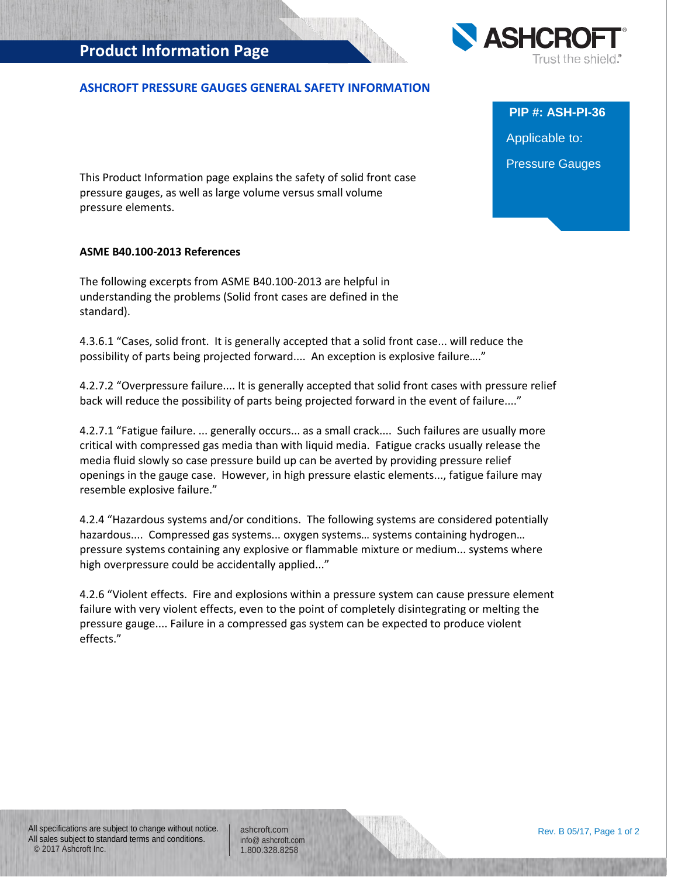# Product Information Page

## ASHCROFT PRESSURE GAUGES GENERAL SAFETY INFORMATION

**PIP #: ASH-PI-36**

Applicable to:

Pressure Gauges

This Product Information page explains the safety of solid front case pressure gauges, as well as large volume versus small volume pressure elements.

**ASME B40.100-2013 References**

The following excerpts from ASME B40.100-2013 are helpful in understanding the problems (Solid front cases are defined in the standard).

4.3.6.1 "Cases, solid front. It is generally accepted that a solid front case... will reduce the possibility of parts being projected forward.... An exception is explosive failure...."

4.2.7.2 "Overpressure failure.... It is generally accepted that solid front cases with pressure relief back will reduce the possibility of parts being projected forward in the event of failure...."

4.2.7.1 "Fatigue failure. ... generally occurs... as a small crack.... Such failures are usually more critical with compressed gas media than with liquid media. Fatigue cracks usually release the media fluid slowly so case pressure build up can be averted by providing pressure relief openings in the gauge case. However, in high pressure elastic elements..., fatigue failure may resemble explosive failure."

4.2.4 "Hazardous systems and/or conditions. The following systems are considered potentially hazardous.... Compressed gas systems... oxygen systems… systems containing hydrogen… pressure systems containing any explosive or flammable mixture or medium... systems where high overpressure could be accidentally applied..."

4.2.6 "Violent effects. Fire and explosions within a pressure system can cause pressure element failure with very violent effects, even to the point of completely disintegrating or melting the pressure gauge.... Failure in a compressed gas system can be expected to produce violent effects."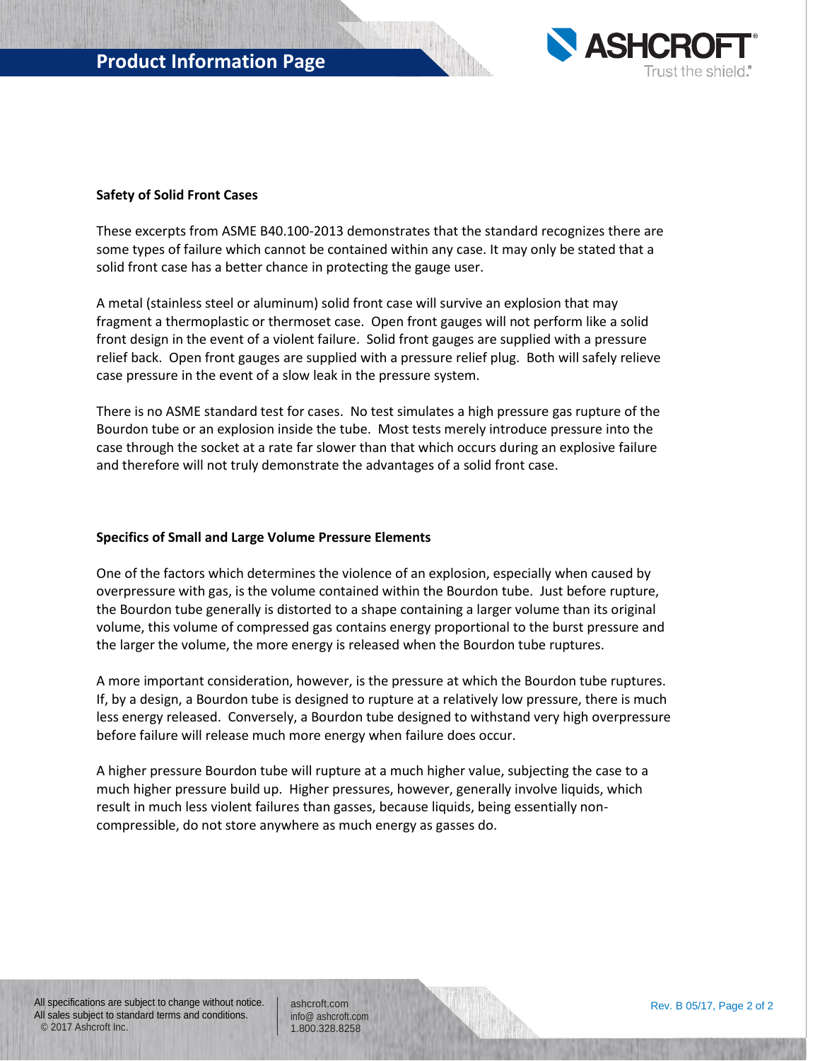## Safety of Solid Front Cases

These excerpts from ASME B40.100-2013 demonstrates that the standard recognizes there are some types of failure which cannot be contained within any case. It may only be stated that a solid front case has a better chance in protecting the gauge user.

A metal (stainless steel or aluminum) solid front case will survive an explosion that may fragment a thermoplastic or thermoset case. Open front gauges will not perform like a solid front design in the event of a violent failure. Solid front gauges are supplied with a pressure relief back. Open front gauges are supplied with a pressure relief plug. Both will safely relieve case pressure in the event of a slow leak in the pressure system.

There is no ASME standard test for cases. No test simulates a high pressure gas rupture of the Bourdon tube or an explosion inside the tube. Most tests merely introduce pressure into the case through the socket at a rate far slower than that which occurs during an explosive failure and therefore will not truly demonstrate the advantages of a solid front case.

## Specifics of Small and Large Volume Pressure Elements

One of the factors which determines the violence of an explosion, especially when caused by overpressure with gas, is the volume contained within the Bourdon tube. Just before rupture, the Bourdon tube generally is distorted to a shape containing a larger volume than its original volume, this volume of compressed gas contains energy proportional to the burst pressure and the larger the volume, the more energy is released when the Bourdon tube ruptures.

A more important consideration, however, is the pressure at which the Bourdon tube ruptures. If, by a design, a Bourdon tube is designed to rupture at a relatively low pressure, there is much less energy released. Conversely, a Bourdon tube designed to withstand very high overpressure before failure will release much more energy when failure does occur.

A higher pressure Bourdon tube will rupture at a much higher value, subjecting the case to a much higher pressure build up. Higher pressures, however, generally involve liquids, which result in much less violent failures than gasses, because liquids, being essentially non-compressible, do not store anywhere as much energy as gasses do.